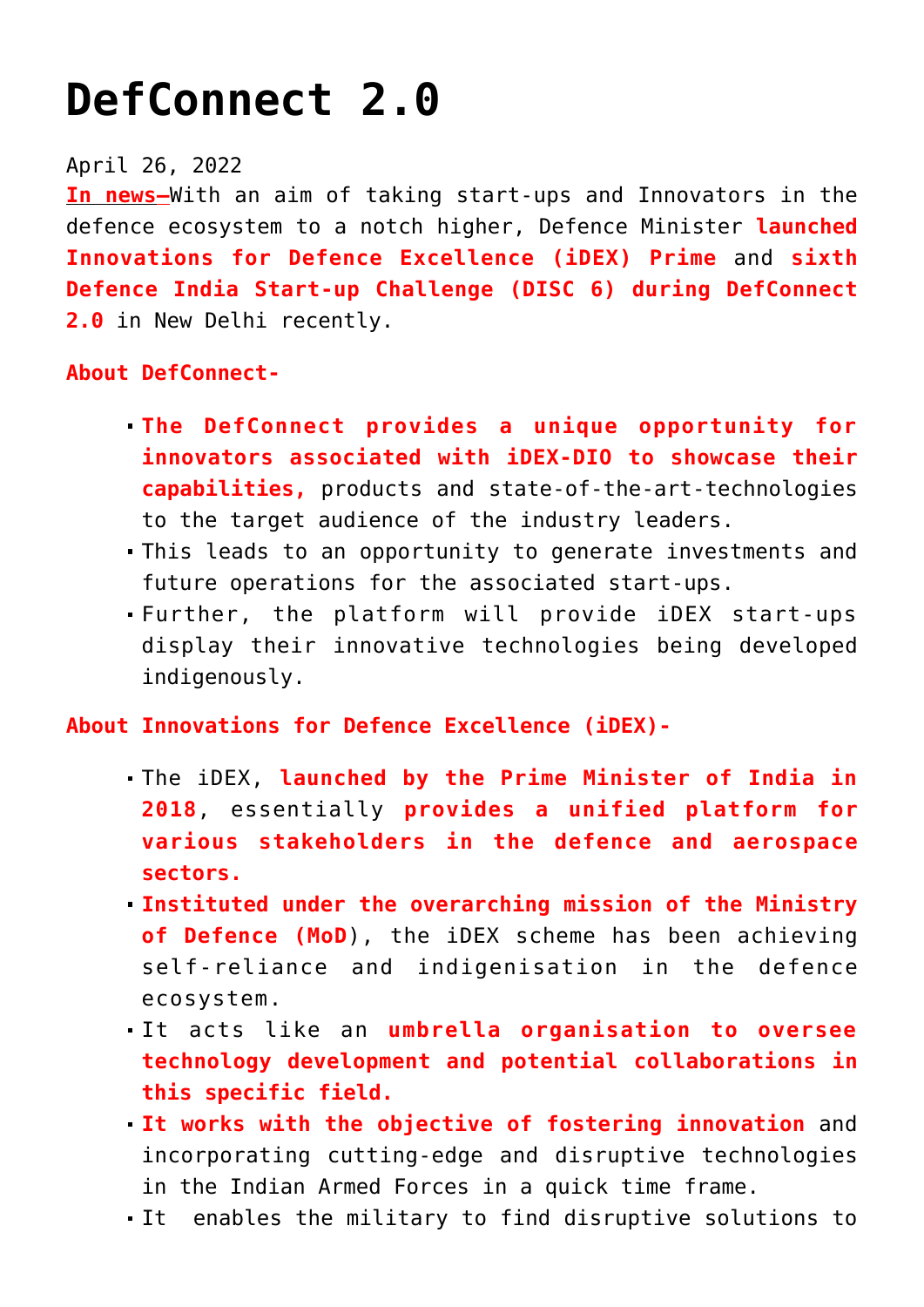# DefConnect 2.0

April 26, 2022

**In news–**With an aim of taking start-ups and Innovators in the defence ecosystem to a notch higher, Defence Minister **launched Innovations for Defence Excellence (iDEX) Prime** and **sixth Defence India Start-up Challenge (DISC 6) during DefConnect 2.0** in New Delhi recently.

**About DefConnect-**

- **The DefConnect provides a unique opportunity for innovators associated with iDEX-DIO to showcase their capabilities,** products and state-of-the-art-technologies to the target audience of the industry leaders.
- This leads to an opportunity to generate investments and future operations for the associated start-ups.
- Further, the platform will provide iDEX start-ups display their innovative technologies being developed indigenously.

**About Innovations for Defence Excellence (iDEX)-**

- The iDEX, **launched by the Prime Minister of India in 2018**, essentially **provides a unified platform for various stakeholders in the defence and aerospace sectors.**
- **Instituted under the overarching mission of the Ministry of Defence (MoD**), the iDEX scheme has been achieving self-reliance and indigenisation in the defence ecosystem.
- It acts like an **umbrella organisation to oversee technology development and potential collaborations in this specific field.**
- **It works with the objective of fostering innovation** and incorporating cutting-edge and disruptive technologies in the Indian Armed Forces in a quick time frame.
- It enables the military to find disruptive solutions to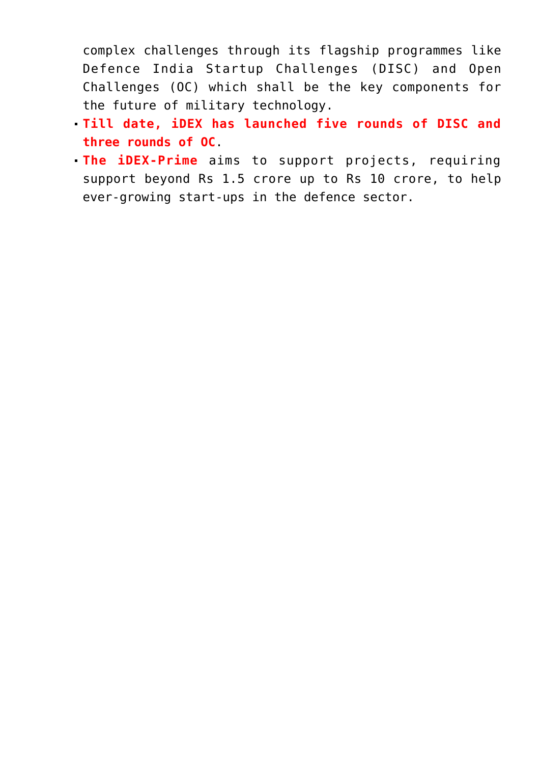complex challenges through its flagship programmes like Defence India Startup Challenges (DISC) and Open Challenges (OC) which shall be the key components for the future of military technology.

- **Till date, iDEX has launched five rounds of DISC and three rounds of OC**.
- **The iDEX-Prime** aims to support projects, requiring support beyond Rs 1.5 crore up to Rs 10 crore, to help ever-growing start-ups in the defence sector.